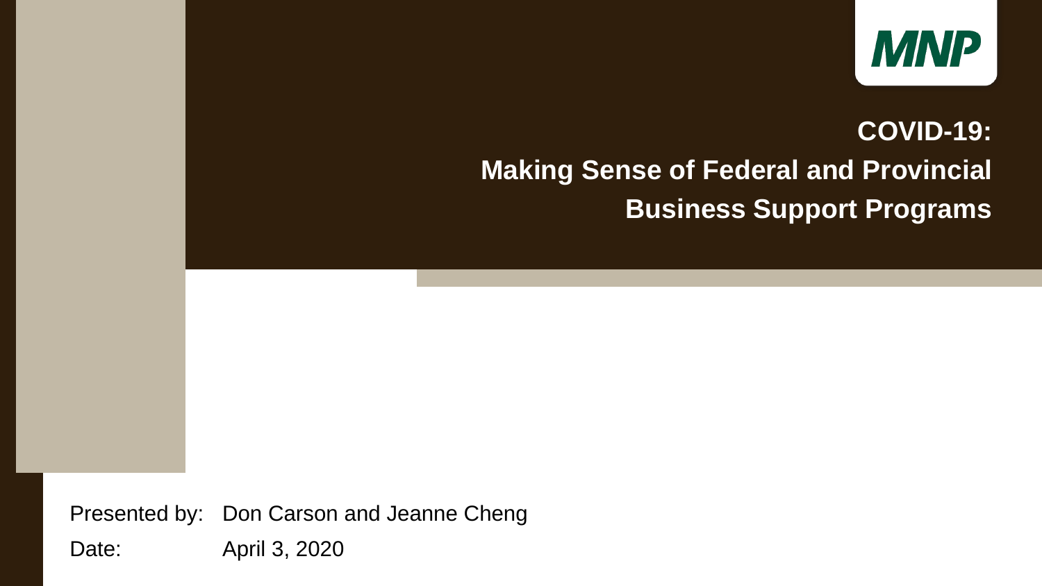MNP

# COVID-19:
# Making Sense of Federal and Provincial Business Support Programs

Presented by: Don Carson and Jeanne Cheng

Date: April 3, 2020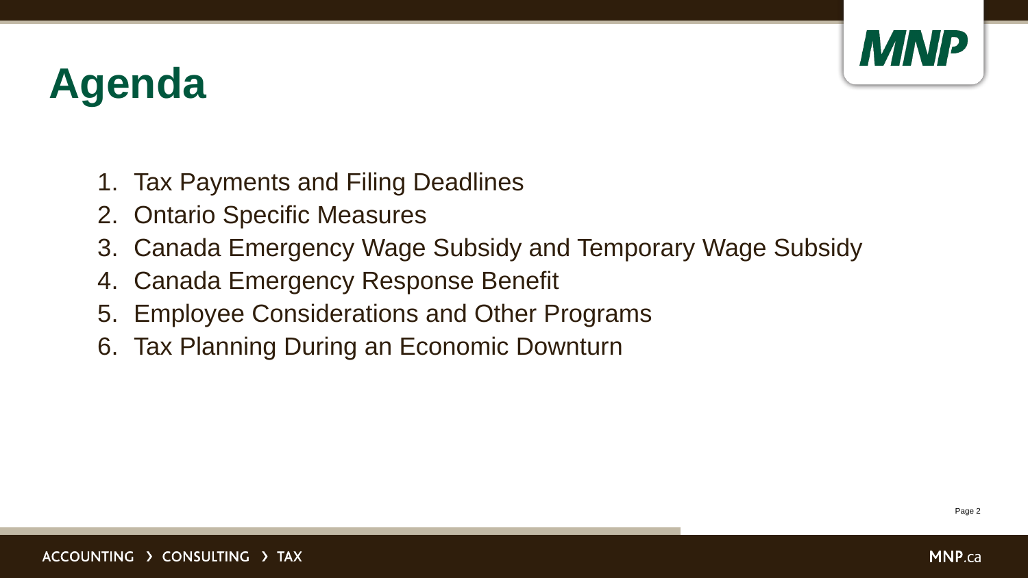# Agenda

1. Tax Payments and Filing Deadlines
2. Ontario Specific Measures
3. Canada Emergency Wage Subsidy and Temporary Wage Subsidy
4. Canada Emergency Response Benefit
5. Employee Considerations and Other Programs
6. Tax Planning During an Economic Downturn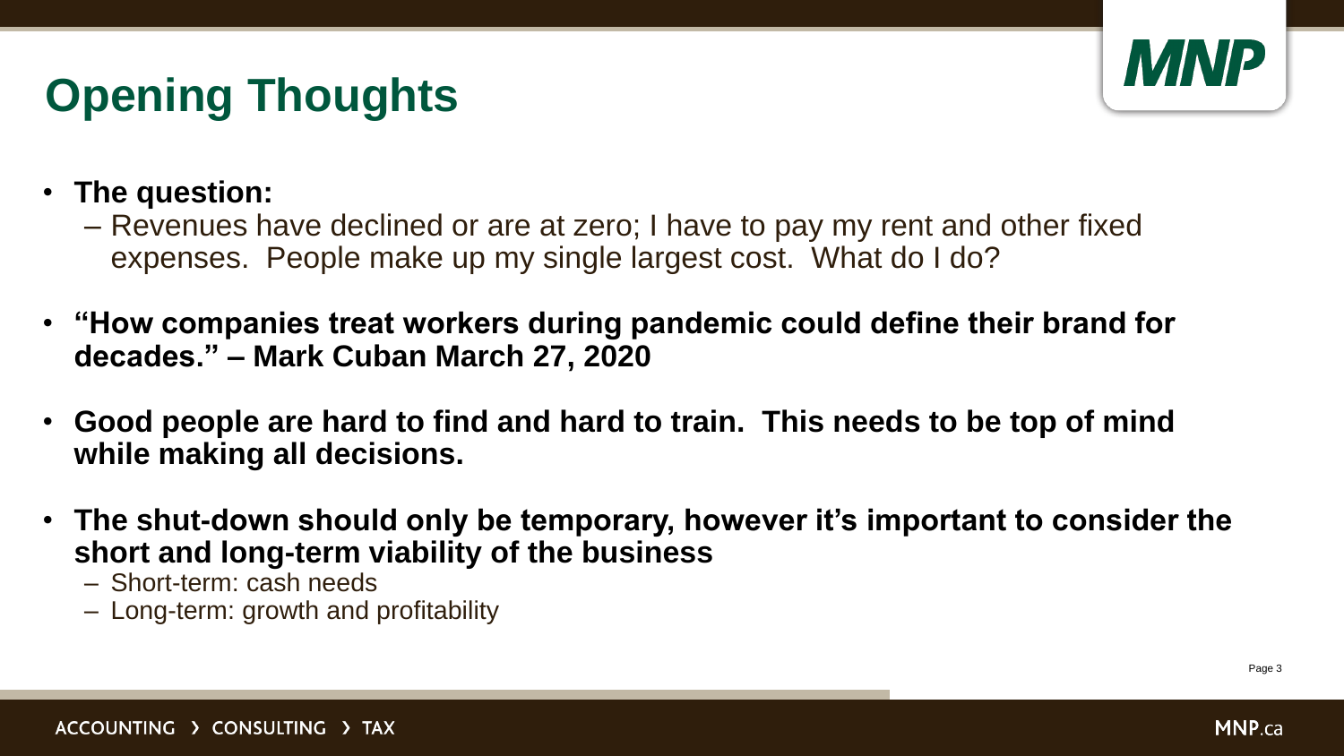# Opening Thoughts

- **The question:**
  - Revenues have declined or are at zero; I have to pay my rent and other fixed expenses. People make up my single largest cost. What do I do?
- **"How companies treat workers during pandemic could define their brand for decades." – Mark Cuban March 27, 2020**
- **Good people are hard to find and hard to train. This needs to be top of mind while making all decisions.**
- **The shut-down should only be temporary, however it's important to consider the short and long-term viability of the business**
  - Short-term: cash needs
  - Long-term: growth and profitability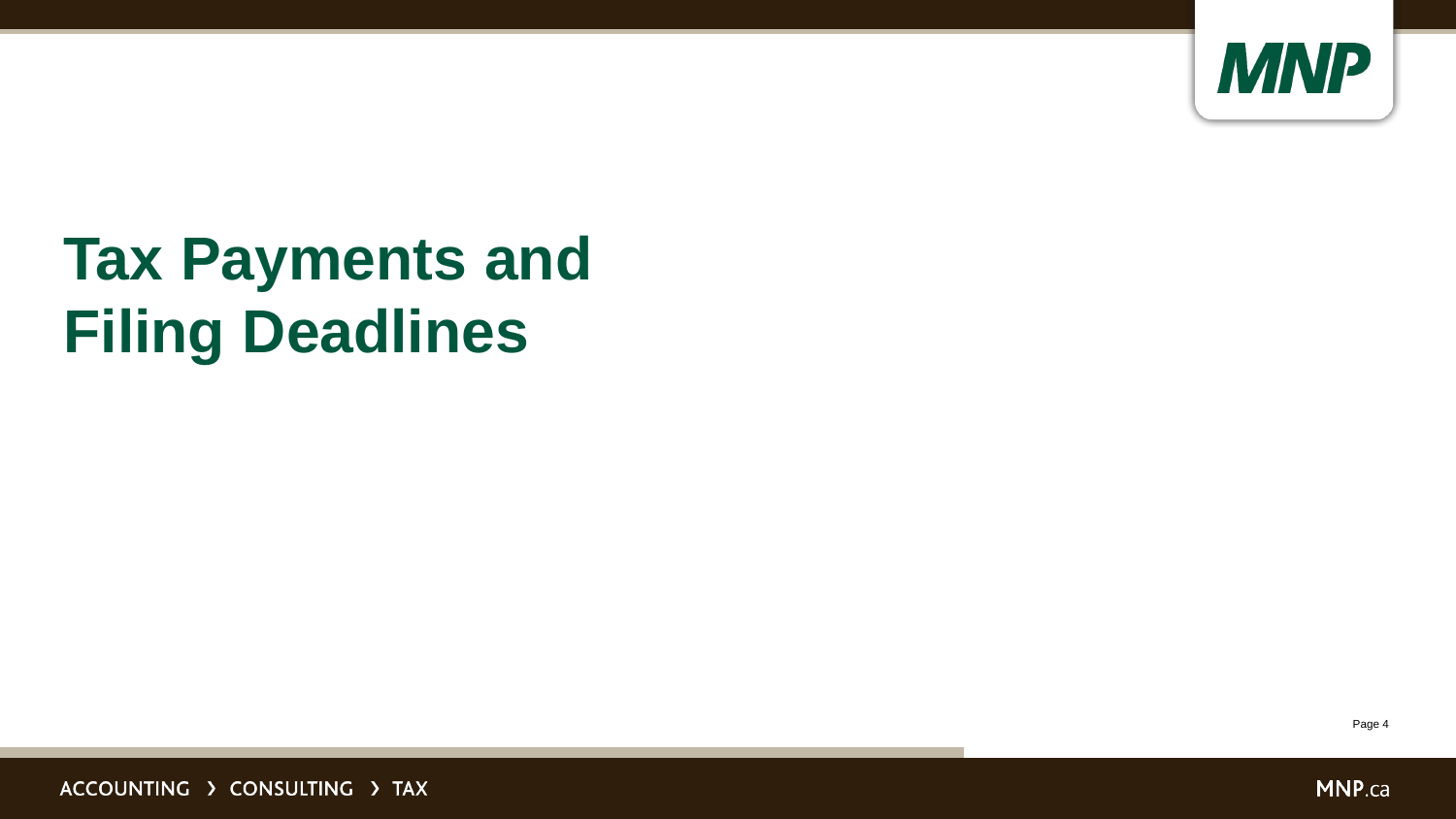# Tax Payments and Filing Deadlines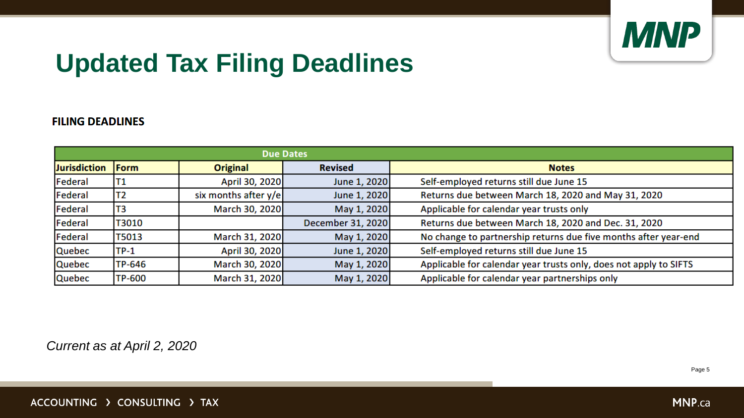# Updated Tax Filing Deadlines

**FILING DEADLINES**

| Due Dates | | | | |
|---|---|---|---|---|
| **Jurisdiction** | **Form** | **Original** | **Revised** | **Notes** |
| Federal | T1 | April 30, 2020 | June 1, 2020 | Self-employed returns still due June 15 |
| Federal | T2 | six months after y/e | June 1, 2020 | Returns due between March 18, 2020 and May 31, 2020 |
| Federal | T3 | March 30, 2020 | May 1, 2020 | Applicable for calendar year trusts only |
| Federal | T3010 | | December 31, 2020 | Returns due between March 18, 2020 and Dec. 31, 2020 |
| Federal | T5013 | March 31, 2020 | May 1, 2020 | No change to partnership returns due five months after year-end |
| Quebec | TP-1 | April 30, 2020 | June 1, 2020 | Self-employed returns still due June 15 |
| Quebec | TP-646 | March 30, 2020 | May 1, 2020 | Applicable for calendar year trusts only, does not apply to SIFTS |
| Quebec | TP-600 | March 31, 2020 | May 1, 2020 | Applicable for calendar year partnerships only |

*Current as at April 2, 2020*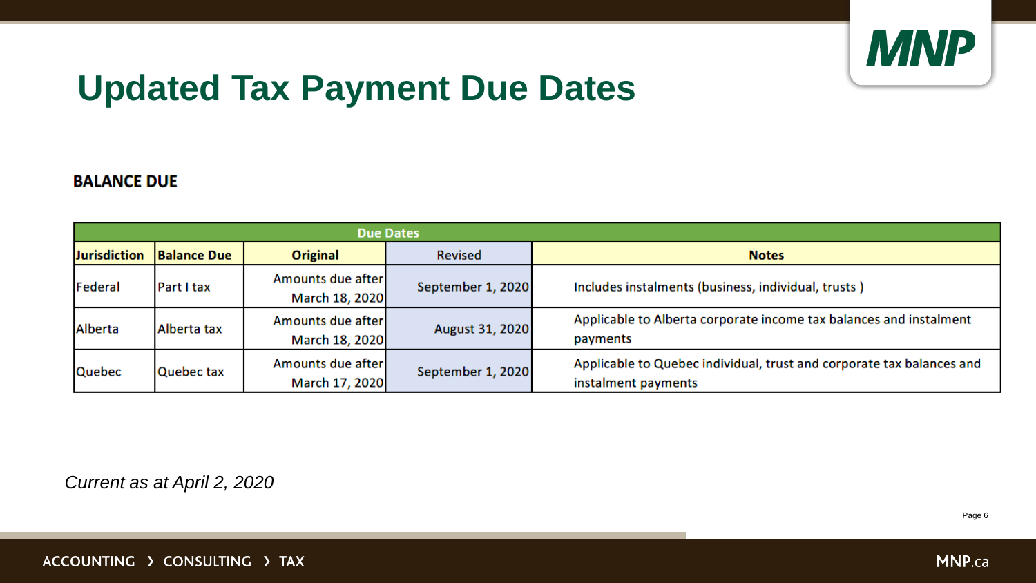# Updated Tax Payment Due Dates

**BALANCE DUE**

| Due Dates | | | | |
|---|---|---|---|---|
| **Jurisdiction** | **Balance Due** | **Original** | Revised | **Notes** |
| Federal | Part I tax | Amounts due after March 18, 2020 | September 1, 2020 | Includes instalments (business, individual, trusts ) |
| Alberta | Alberta tax | Amounts due after March 18, 2020 | August 31, 2020 | Applicable to Alberta corporate income tax balances and instalment payments |
| Quebec | Quebec tax | Amounts due after March 17, 2020 | September 1, 2020 | Applicable to Quebec individual, trust and corporate tax balances and instalment payments |

*Current as at April 2, 2020*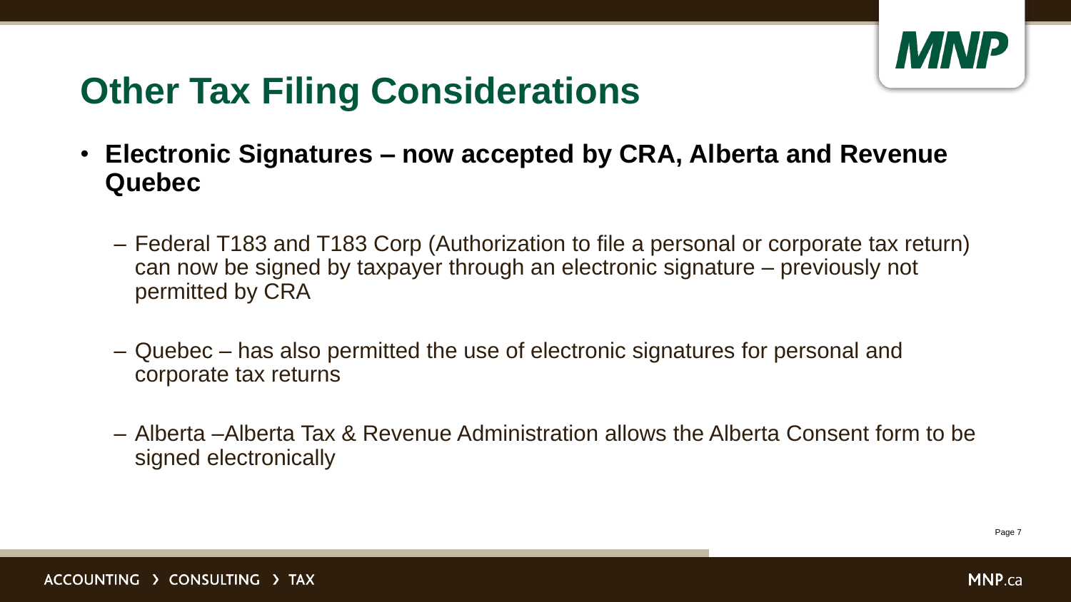# Other Tax Filing Considerations

- **Electronic Signatures – now accepted by CRA, Alberta and Revenue Quebec**
  - Federal T183 and T183 Corp (Authorization to file a personal or corporate tax return) can now be signed by taxpayer through an electronic signature – previously not permitted by CRA
  - Quebec – has also permitted the use of electronic signatures for personal and corporate tax returns
  - Alberta –Alberta Tax & Revenue Administration allows the Alberta Consent form to be signed electronically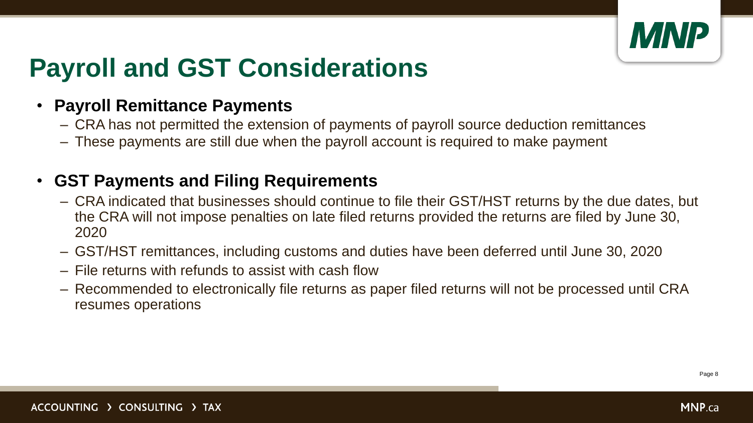# Payroll and GST Considerations

- **Payroll Remittance Payments**
  - CRA has not permitted the extension of payments of payroll source deduction remittances
  - These payments are still due when the payroll account is required to make payment

- **GST Payments and Filing Requirements**
  - CRA indicated that businesses should continue to file their GST/HST returns by the due dates, but the CRA will not impose penalties on late filed returns provided the returns are filed by June 30, 2020
  - GST/HST remittances, including customs and duties have been deferred until June 30, 2020
  - File returns with refunds to assist with cash flow
  - Recommended to electronically file returns as paper filed returns will not be processed until CRA resumes operations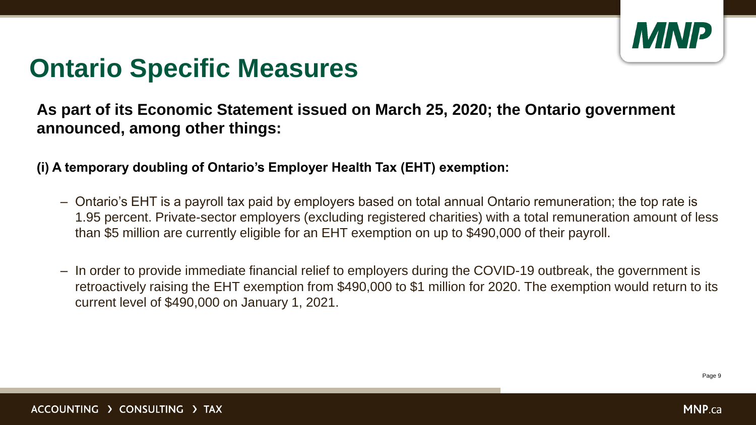# Ontario Specific Measures

**As part of its Economic Statement issued on March 25, 2020; the Ontario government announced, among other things:**

**(i) A temporary doubling of Ontario's Employer Health Tax (EHT) exemption:**

- Ontario's EHT is a payroll tax paid by employers based on total annual Ontario remuneration; the top rate is 1.95 percent. Private-sector employers (excluding registered charities) with a total remuneration amount of less than $5 million are currently eligible for an EHT exemption on up to $490,000 of their payroll.
- In order to provide immediate financial relief to employers during the COVID-19 outbreak, the government is retroactively raising the EHT exemption from $490,000 to $1 million for 2020. The exemption would return to its current level of $490,000 on January 1, 2021.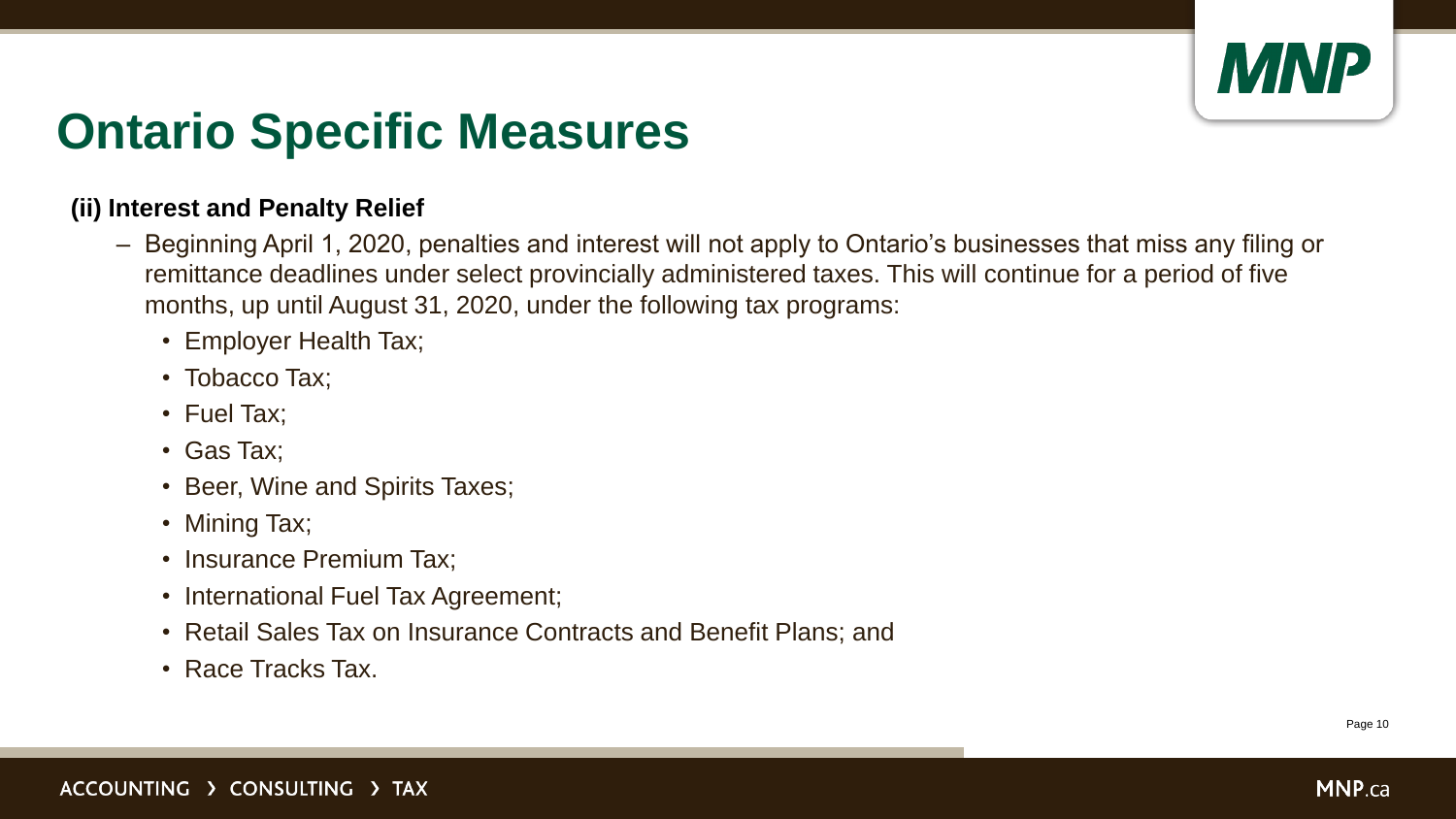# Ontario Specific Measures

**(ii) Interest and Penalty Relief**

- Beginning April 1, 2020, penalties and interest will not apply to Ontario's businesses that miss any filing or remittance deadlines under select provincially administered taxes. This will continue for a period of five months, up until August 31, 2020, under the following tax programs:
  - Employer Health Tax;
  - Tobacco Tax;
  - Fuel Tax;
  - Gas Tax;
  - Beer, Wine and Spirits Taxes;
  - Mining Tax;
  - Insurance Premium Tax;
  - International Fuel Tax Agreement;
  - Retail Sales Tax on Insurance Contracts and Benefit Plans; and
  - Race Tracks Tax.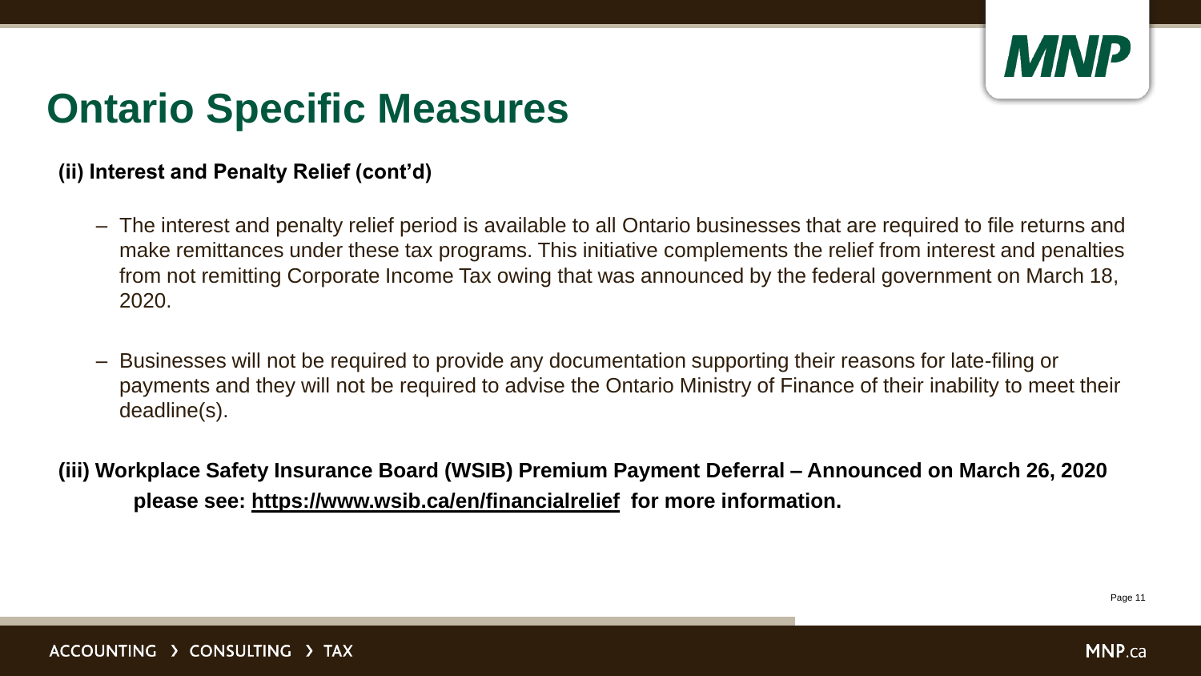# Ontario Specific Measures

**(ii) Interest and Penalty Relief (cont'd)**

- The interest and penalty relief period is available to all Ontario businesses that are required to file returns and make remittances under these tax programs. This initiative complements the relief from interest and penalties from not remitting Corporate Income Tax owing that was announced by the federal government on March 18, 2020.
- Businesses will not be required to provide any documentation supporting their reasons for late-filing or payments and they will not be required to advise the Ontario Ministry of Finance of their inability to meet their deadline(s).

**(iii) Workplace Safety Insurance Board (WSIB) Premium Payment Deferral – Announced on March 26, 2020 please see: https://www.wsib.ca/en/financialrelief for more information.**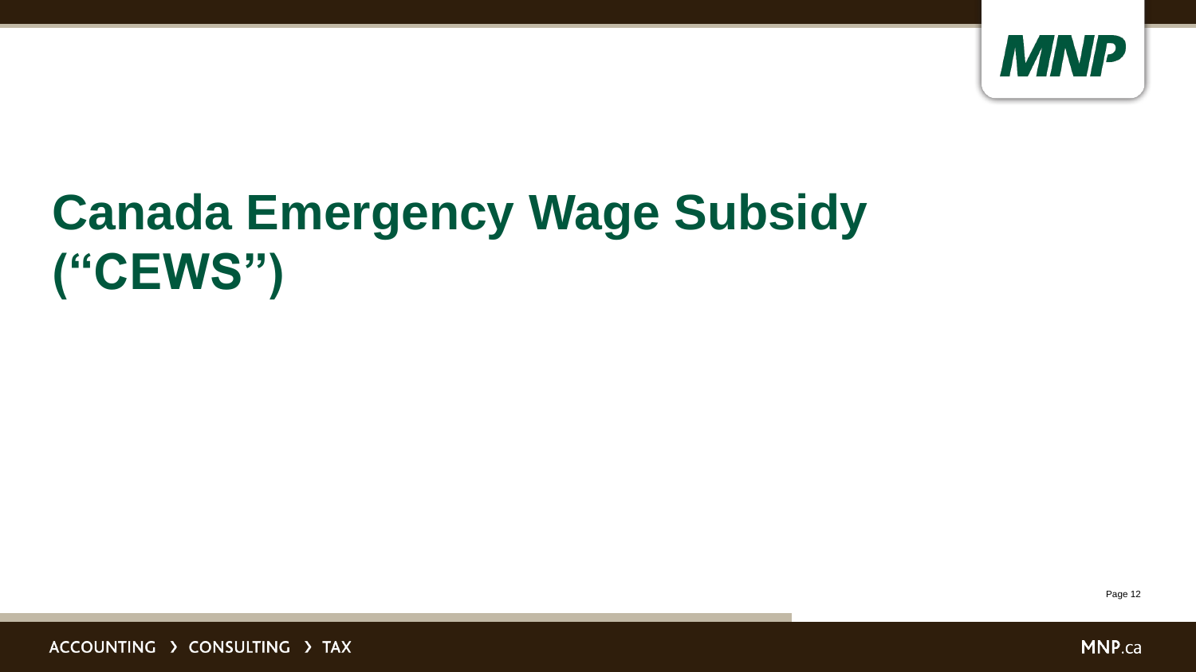# Canada Emergency Wage Subsidy ("CEWS")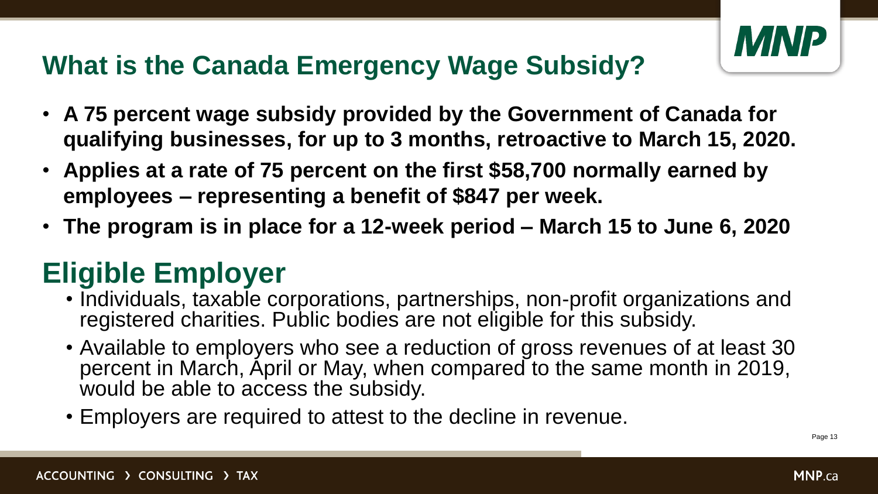## What is the Canada Emergency Wage Subsidy?

- **A 75 percent wage subsidy provided by the Government of Canada for qualifying businesses, for up to 3 months, retroactive to March 15, 2020.**
- **Applies at a rate of 75 percent on the first $58,700 normally earned by employees – representing a benefit of $847 per week.**
- **The program is in place for a 12-week period – March 15 to June 6, 2020**

# Eligible Employer

- Individuals, taxable corporations, partnerships, non-profit organizations and registered charities. Public bodies are not eligible for this subsidy.
- Available to employers who see a reduction of gross revenues of at least 30 percent in March, April or May, when compared to the same month in 2019, would be able to access the subsidy.
- Employers are required to attest to the decline in revenue.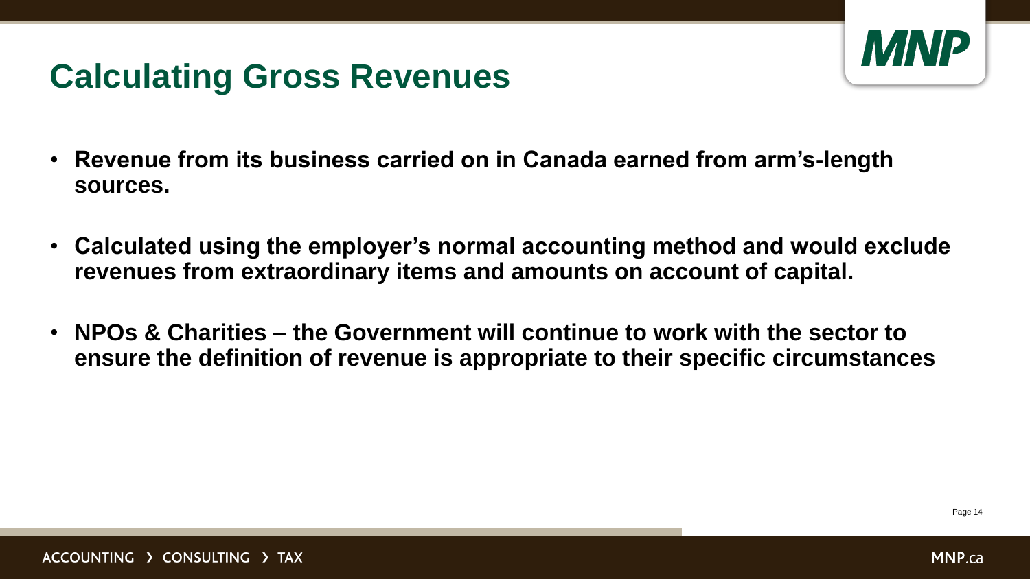# Calculating Gross Revenues

- **Revenue from its business carried on in Canada earned from arm's-length sources.**
- **Calculated using the employer's normal accounting method and would exclude revenues from extraordinary items and amounts on account of capital.**
- **NPOs & Charities – the Government will continue to work with the sector to ensure the definition of revenue is appropriate to their specific circumstances**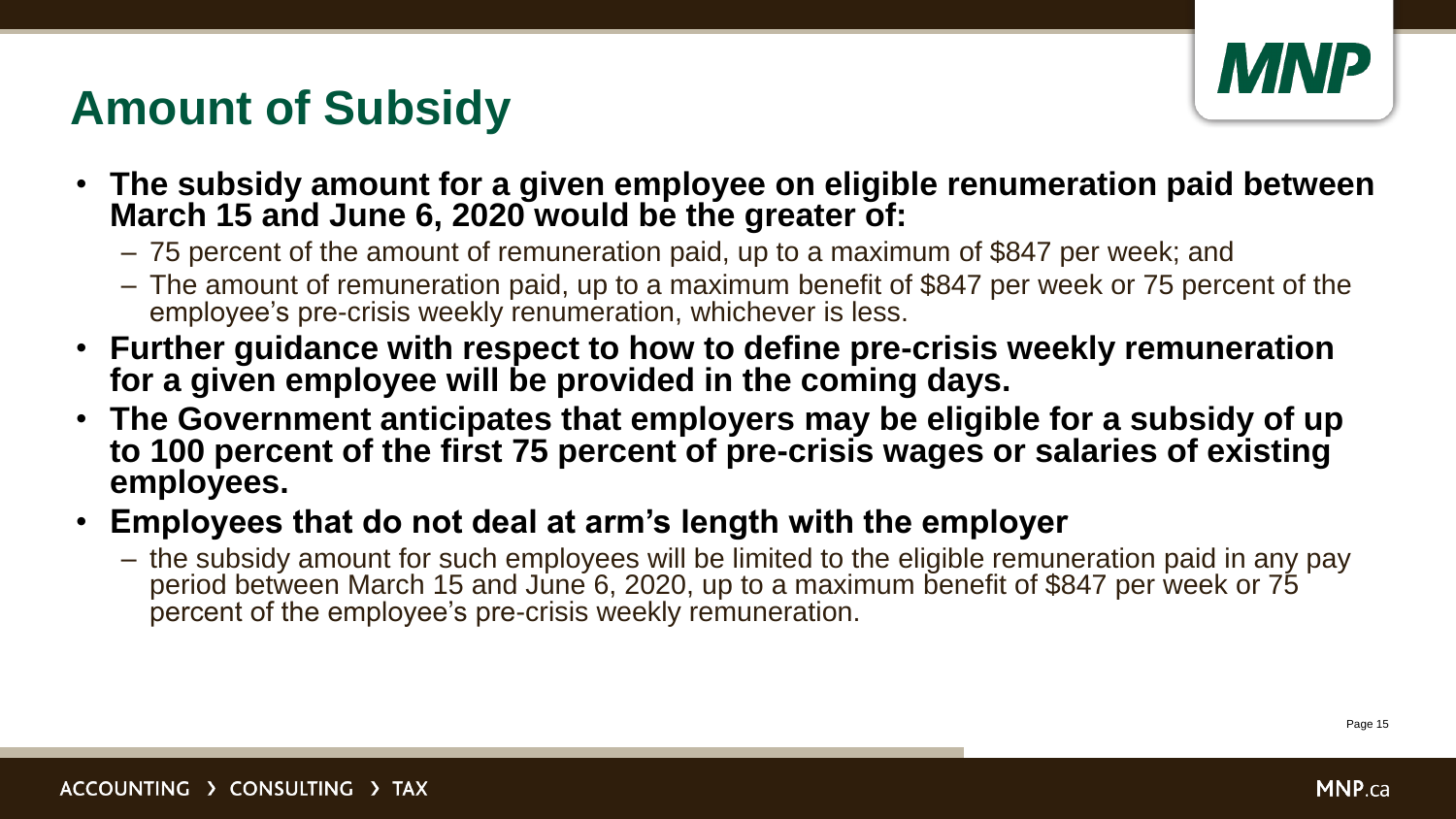# Amount of Subsidy

- **The subsidy amount for a given employee on eligible renumeration paid between March 15 and June 6, 2020 would be the greater of:**
  - 75 percent of the amount of remuneration paid, up to a maximum of $847 per week; and
  - The amount of remuneration paid, up to a maximum benefit of $847 per week or 75 percent of the employee's pre-crisis weekly renumeration, whichever is less.
- **Further guidance with respect to how to define pre-crisis weekly remuneration for a given employee will be provided in the coming days.**
- **The Government anticipates that employers may be eligible for a subsidy of up to 100 percent of the first 75 percent of pre-crisis wages or salaries of existing employees.**
- **Employees that do not deal at arm's length with the employer**
  - the subsidy amount for such employees will be limited to the eligible remuneration paid in any pay period between March 15 and June 6, 2020, up to a maximum benefit of $847 per week or 75 percent of the employee's pre-crisis weekly remuneration.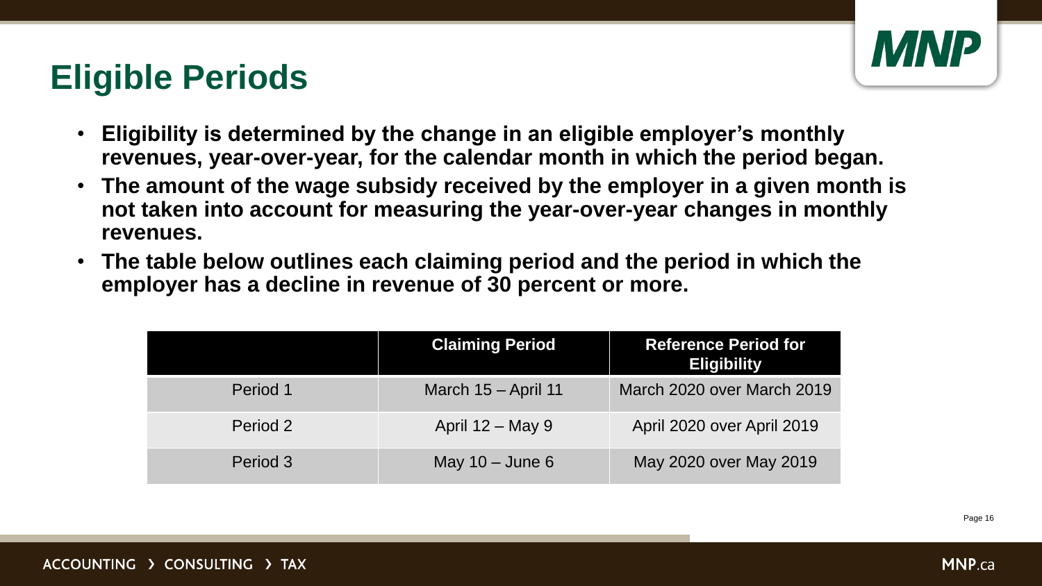# Eligible Periods

- **Eligibility is determined by the change in an eligible employer's monthly revenues, year-over-year, for the calendar month in which the period began.**
- **The amount of the wage subsidy received by the employer in a given month is not taken into account for measuring the year-over-year changes in monthly revenues.**
- **The table below outlines each claiming period and the period in which the employer has a decline in revenue of 30 percent or more.**

| | Claiming Period | Reference Period for Eligibility |
|---|---|---|
| Period 1 | March 15 – April 11 | March 2020 over March 2019 |
| Period 2 | April 12 – May 9 | April 2020 over April 2019 |
| Period 3 | May 10 – June 6 | May 2020 over May 2019 |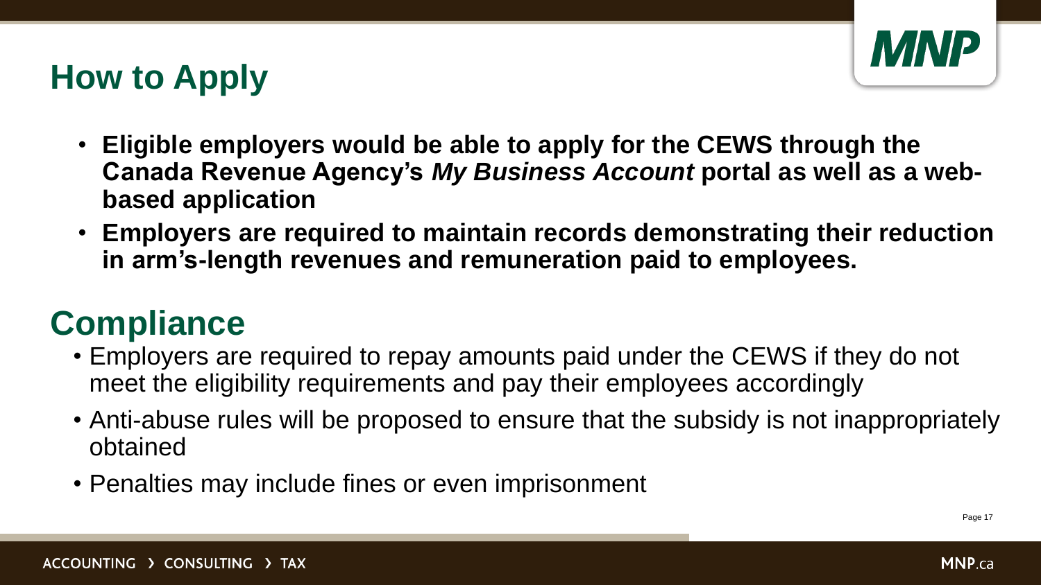## How to Apply

- **Eligible employers would be able to apply for the CEWS through the Canada Revenue Agency's *My Business Account* portal as well as a web-based application**
- **Employers are required to maintain records demonstrating their reduction in arm's-length revenues and remuneration paid to employees.**

## Compliance

- Employers are required to repay amounts paid under the CEWS if they do not meet the eligibility requirements and pay their employees accordingly
- Anti-abuse rules will be proposed to ensure that the subsidy is not inappropriately obtained
- Penalties may include fines or even imprisonment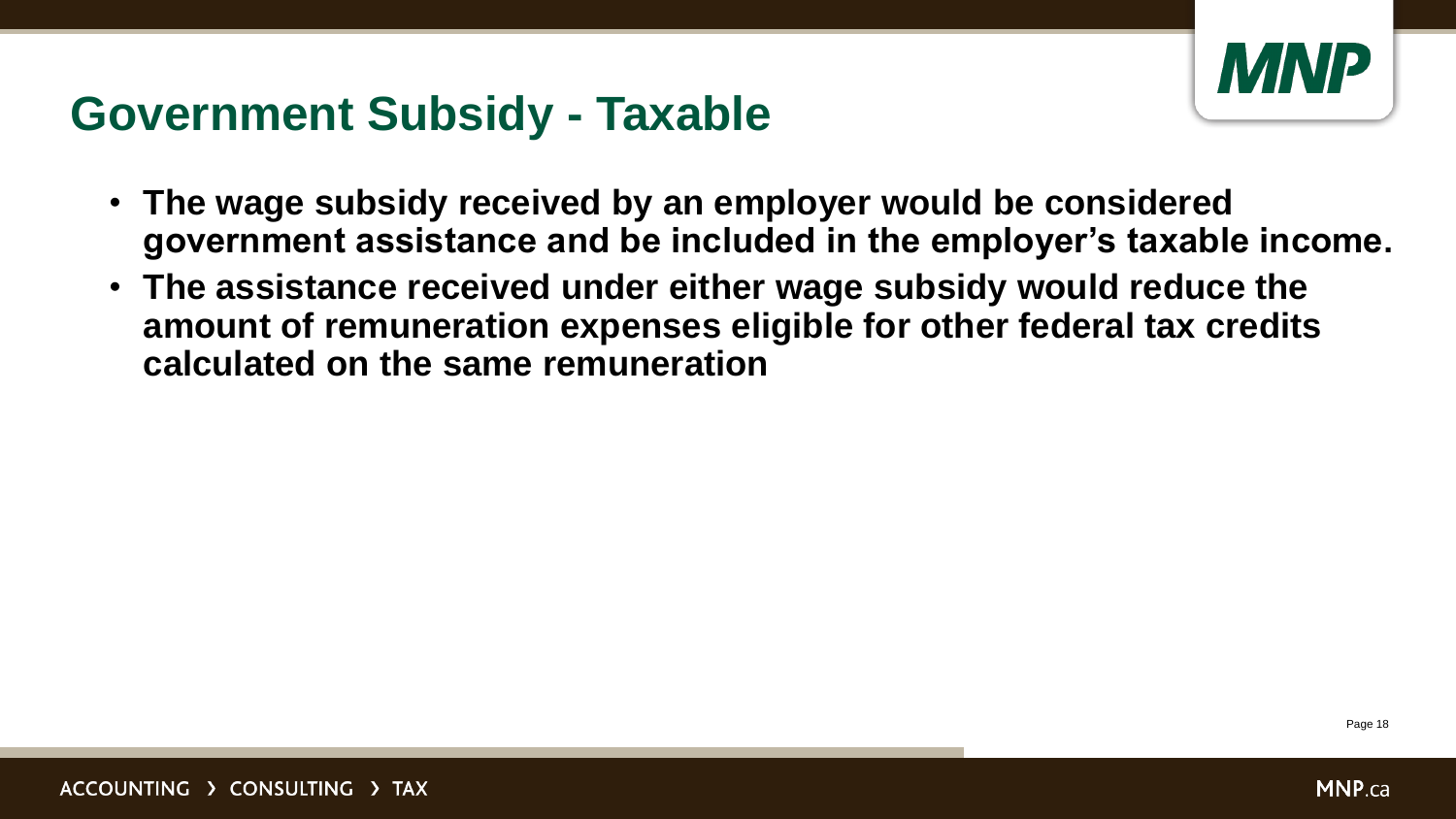# Government Subsidy - Taxable

- **The wage subsidy received by an employer would be considered government assistance and be included in the employer's taxable income.**
- **The assistance received under either wage subsidy would reduce the amount of remuneration expenses eligible for other federal tax credits calculated on the same remuneration**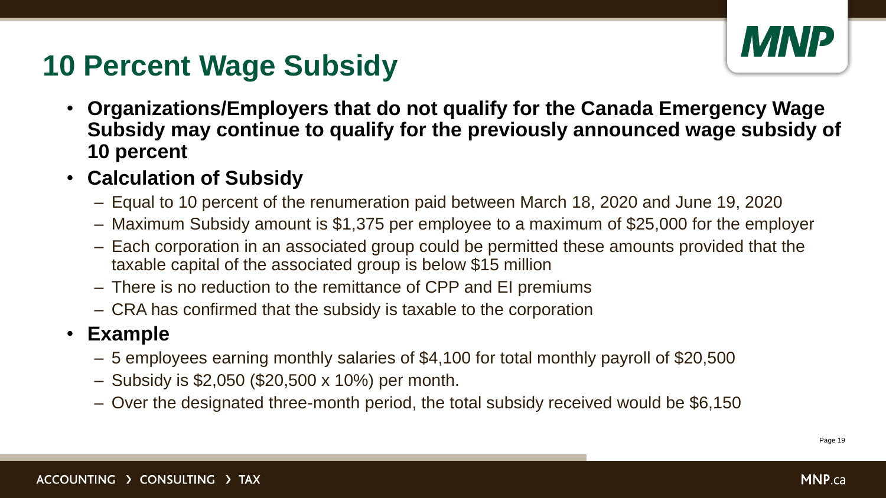# 10 Percent Wage Subsidy

- **Organizations/Employers that do not qualify for the Canada Emergency Wage Subsidy may continue to qualify for the previously announced wage subsidy of 10 percent**
- **Calculation of Subsidy**
  - Equal to 10 percent of the renumeration paid between March 18, 2020 and June 19, 2020
  - Maximum Subsidy amount is $1,375 per employee to a maximum of $25,000 for the employer
  - Each corporation in an associated group could be permitted these amounts provided that the taxable capital of the associated group is below $15 million
  - There is no reduction to the remittance of CPP and EI premiums
  - CRA has confirmed that the subsidy is taxable to the corporation
- **Example**
  - 5 employees earning monthly salaries of $4,100 for total monthly payroll of $20,500
  - Subsidy is $2,050 ($20,500 x 10%) per month.
  - Over the designated three-month period, the total subsidy received would be $6,150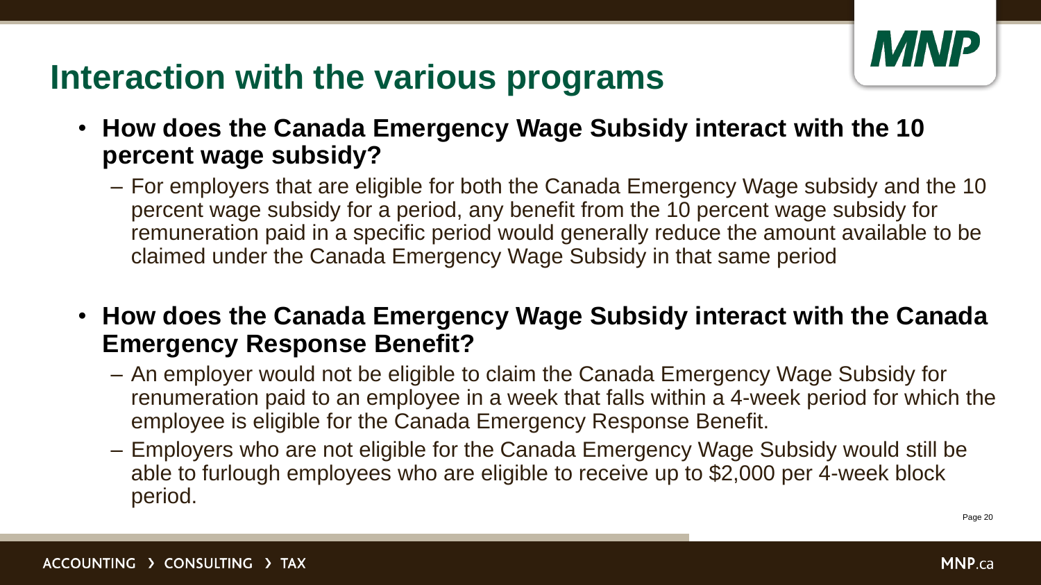# Interaction with the various programs

- **How does the Canada Emergency Wage Subsidy interact with the 10 percent wage subsidy?**
  - For employers that are eligible for both the Canada Emergency Wage subsidy and the 10 percent wage subsidy for a period, any benefit from the 10 percent wage subsidy for remuneration paid in a specific period would generally reduce the amount available to be claimed under the Canada Emergency Wage Subsidy in that same period
- **How does the Canada Emergency Wage Subsidy interact with the Canada Emergency Response Benefit?**
  - An employer would not be eligible to claim the Canada Emergency Wage Subsidy for renumeration paid to an employee in a week that falls within a 4-week period for which the employee is eligible for the Canada Emergency Response Benefit.
  - Employers who are not eligible for the Canada Emergency Wage Subsidy would still be able to furlough employees who are eligible to receive up to $2,000 per 4-week block period.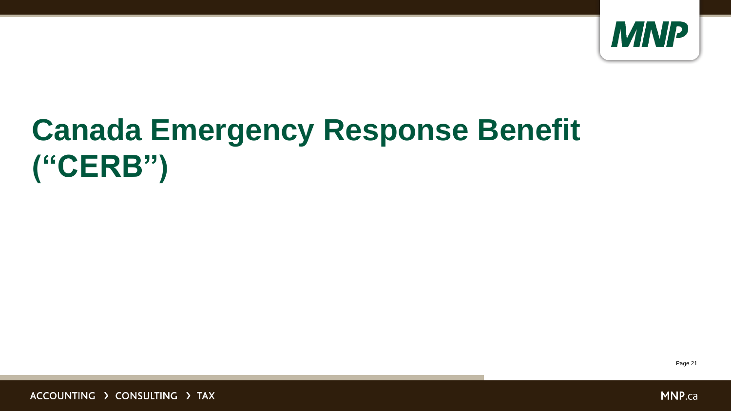# Canada Emergency Response Benefit ("CERB")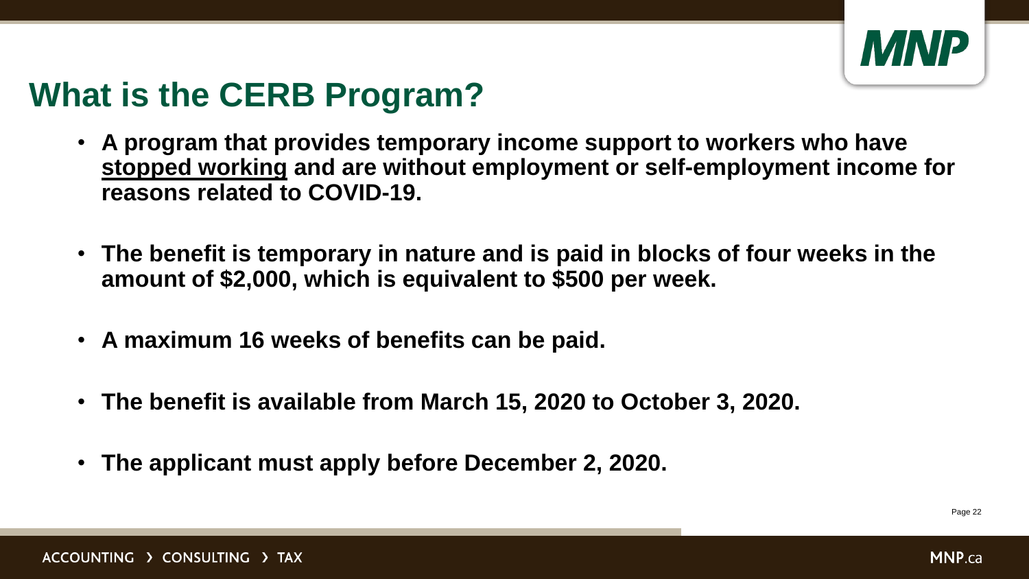# What is the CERB Program?

- **A program that provides temporary income support to workers who have <u>stopped working</u> and are without employment or self-employment income for reasons related to COVID-19.**
- **The benefit is temporary in nature and is paid in blocks of four weeks in the amount of $2,000, which is equivalent to $500 per week.**
- **A maximum 16 weeks of benefits can be paid.**
- **The benefit is available from March 15, 2020 to October 3, 2020.**
- **The applicant must apply before December 2, 2020.**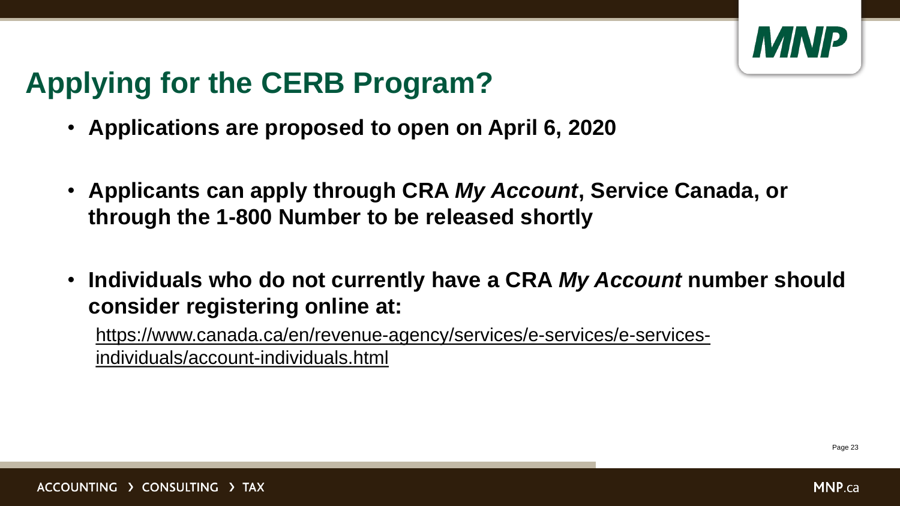# Applying for the CERB Program?

- **Applications are proposed to open on April 6, 2020**
- **Applicants can apply through CRA *My Account*, Service Canada, or through the 1-800 Number to be released shortly**
- **Individuals who do not currently have a CRA *My Account* number should consider registering online at:**

  https://www.canada.ca/en/revenue-agency/services/e-services/e-services-individuals/account-individuals.html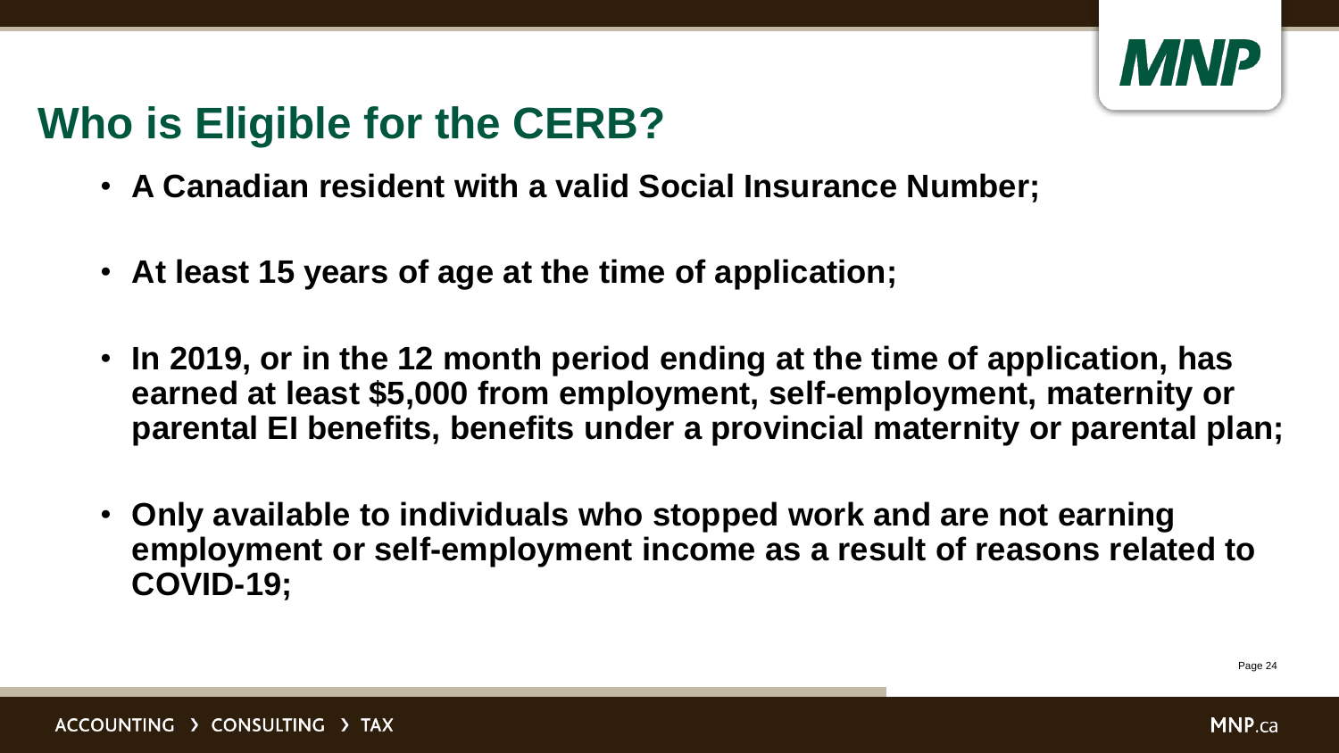## Who is Eligible for the CERB?

- **A Canadian resident with a valid Social Insurance Number;**
- **At least 15 years of age at the time of application;**
- **In 2019, or in the 12 month period ending at the time of application, has earned at least $5,000 from employment, self-employment, maternity or parental EI benefits, benefits under a provincial maternity or parental plan;**
- **Only available to individuals who stopped work and are not earning employment or self-employment income as a result of reasons related to COVID-19;**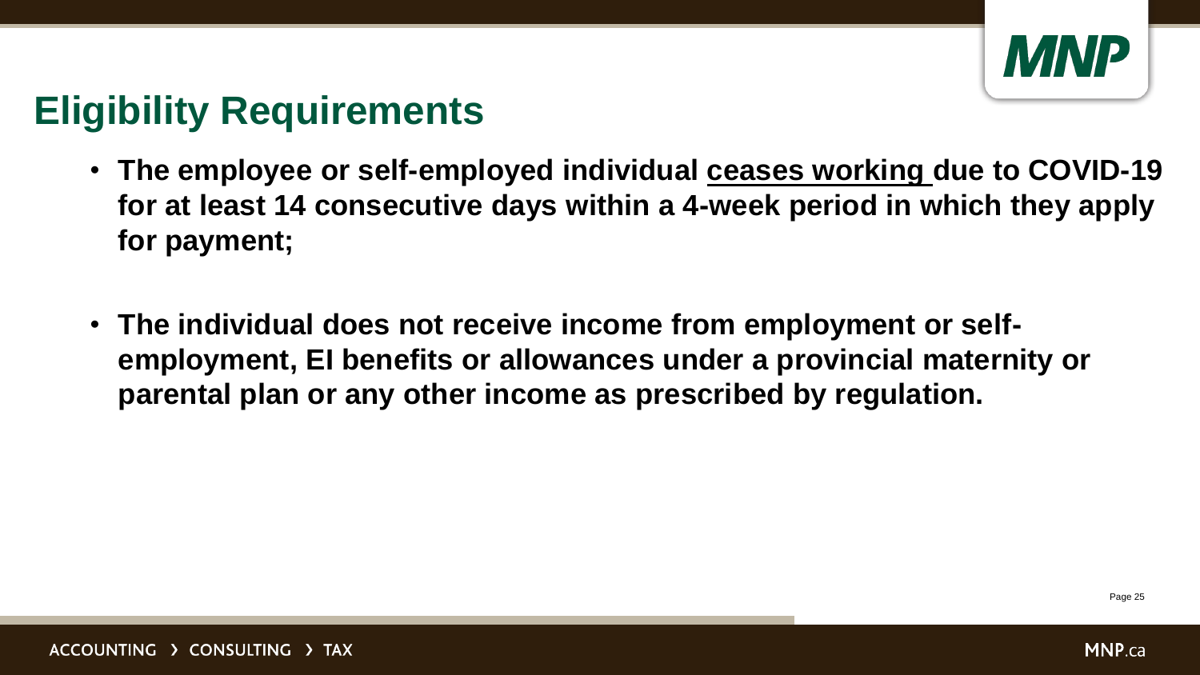## Eligibility Requirements

- **The employee or self-employed individual ceases working due to COVID-19 for at least 14 consecutive days within a 4-week period in which they apply for payment;**

- **The individual does not receive income from employment or self-employment, EI benefits or allowances under a provincial maternity or parental plan or any other income as prescribed by regulation.**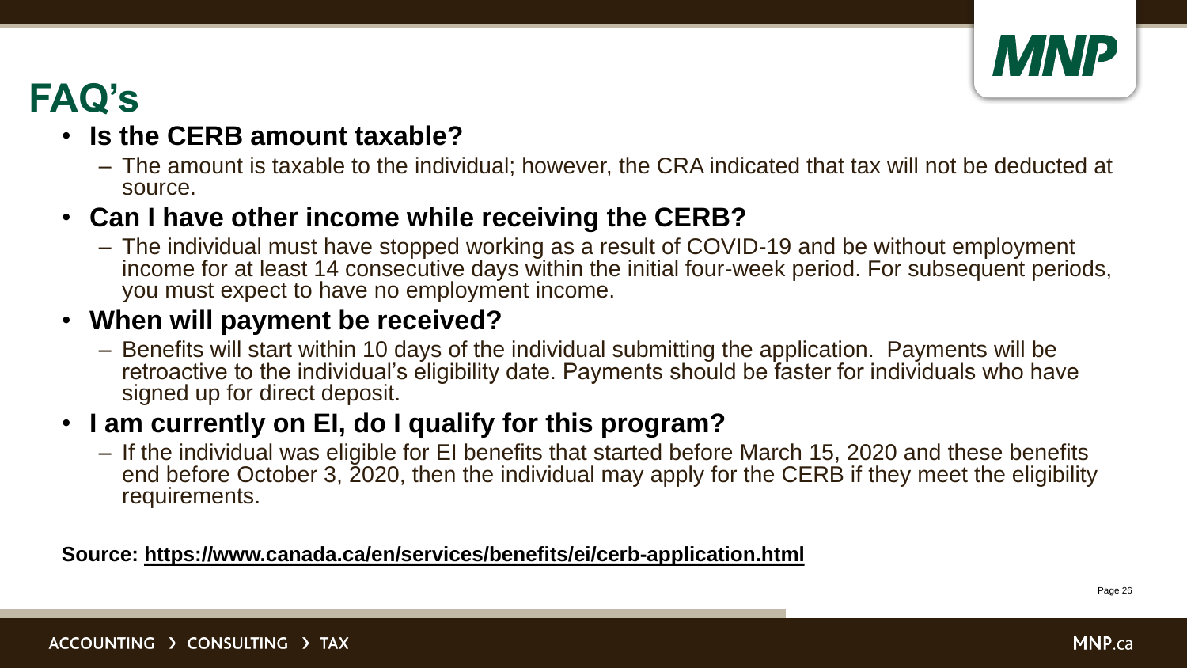# FAQ's

- **Is the CERB amount taxable?**
  - The amount is taxable to the individual; however, the CRA indicated that tax will not be deducted at source.
- **Can I have other income while receiving the CERB?**
  - The individual must have stopped working as a result of COVID-19 and be without employment income for at least 14 consecutive days within the initial four-week period. For subsequent periods, you must expect to have no employment income.
- **When will payment be received?**
  - Benefits will start within 10 days of the individual submitting the application. Payments will be retroactive to the individual's eligibility date. Payments should be faster for individuals who have signed up for direct deposit.
- **I am currently on EI, do I qualify for this program?**
  - If the individual was eligible for EI benefits that started before March 15, 2020 and these benefits end before October 3, 2020, then the individual may apply for the CERB if they meet the eligibility requirements.

**Source: https://www.canada.ca/en/services/benefits/ei/cerb-application.html**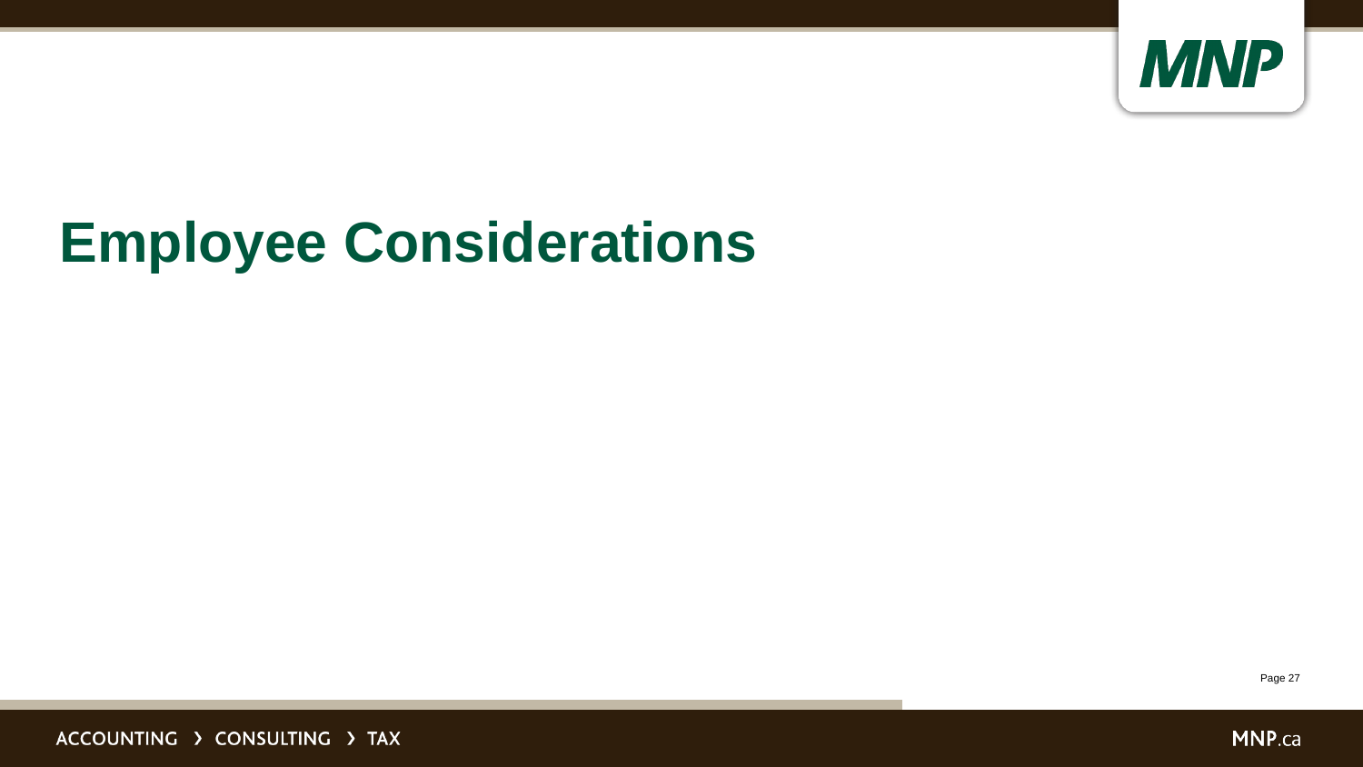# Employee Considerations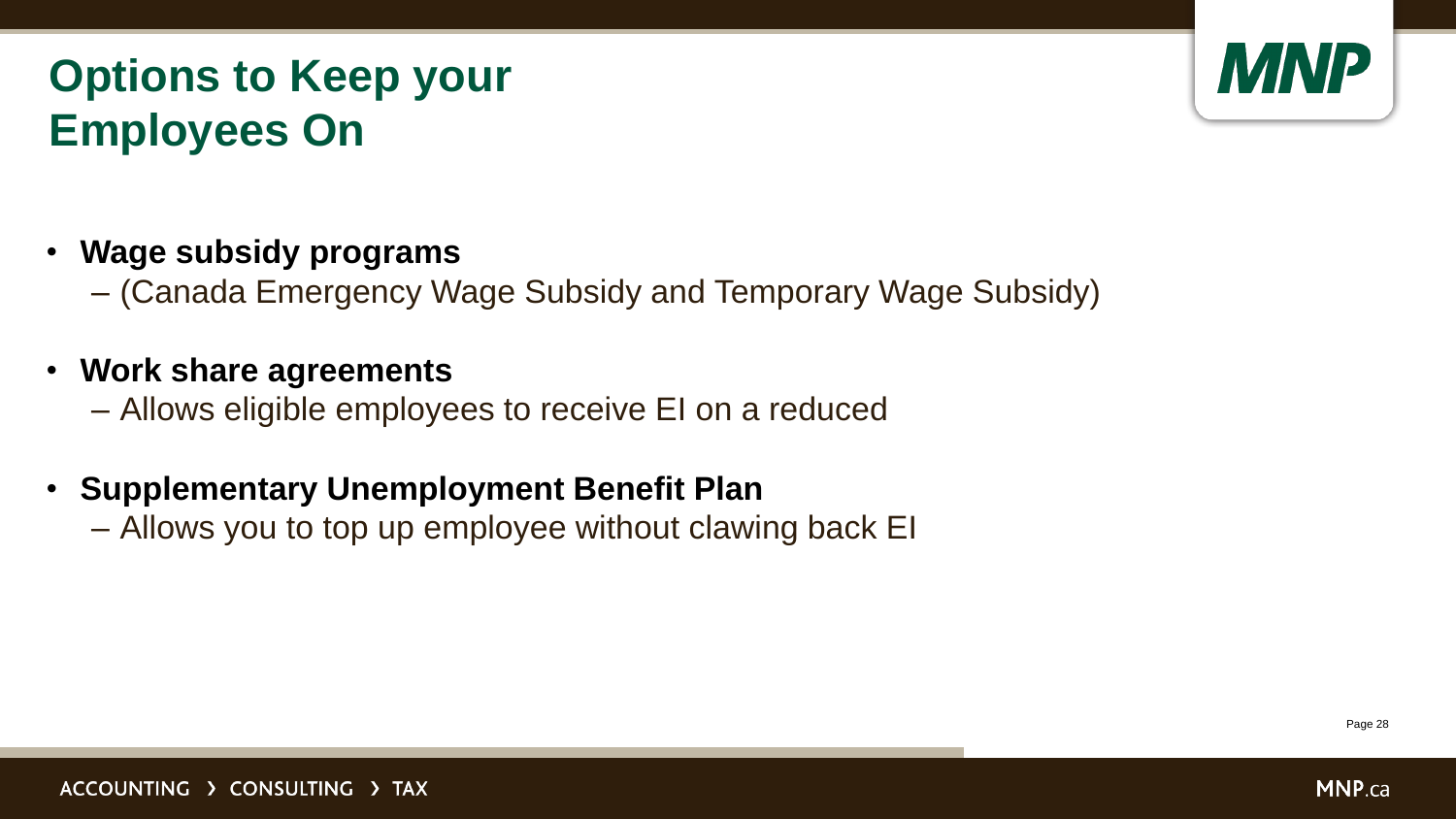# Options to Keep your Employees On

- **Wage subsidy programs**
  - (Canada Emergency Wage Subsidy and Temporary Wage Subsidy)
- **Work share agreements**
  - Allows eligible employees to receive EI on a reduced
- **Supplementary Unemployment Benefit Plan**
  - Allows you to top up employee without clawing back EI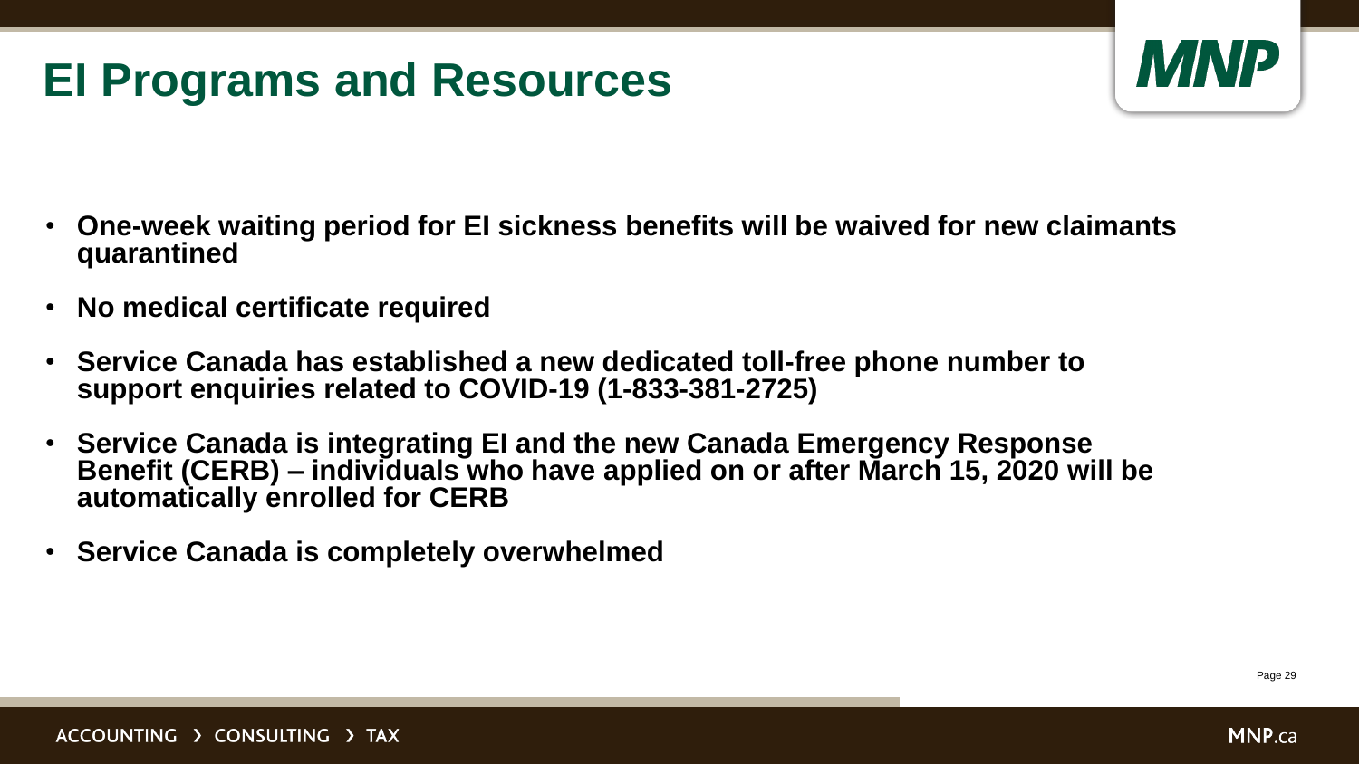# EI Programs and Resources

- **One-week waiting period for EI sickness benefits will be waived for new claimants quarantined**
- **No medical certificate required**
- **Service Canada has established a new dedicated toll-free phone number to support enquiries related to COVID-19 (1-833-381-2725)**
- **Service Canada is integrating EI and the new Canada Emergency Response Benefit (CERB) – individuals who have applied on or after March 15, 2020 will be automatically enrolled for CERB**
- **Service Canada is completely overwhelmed**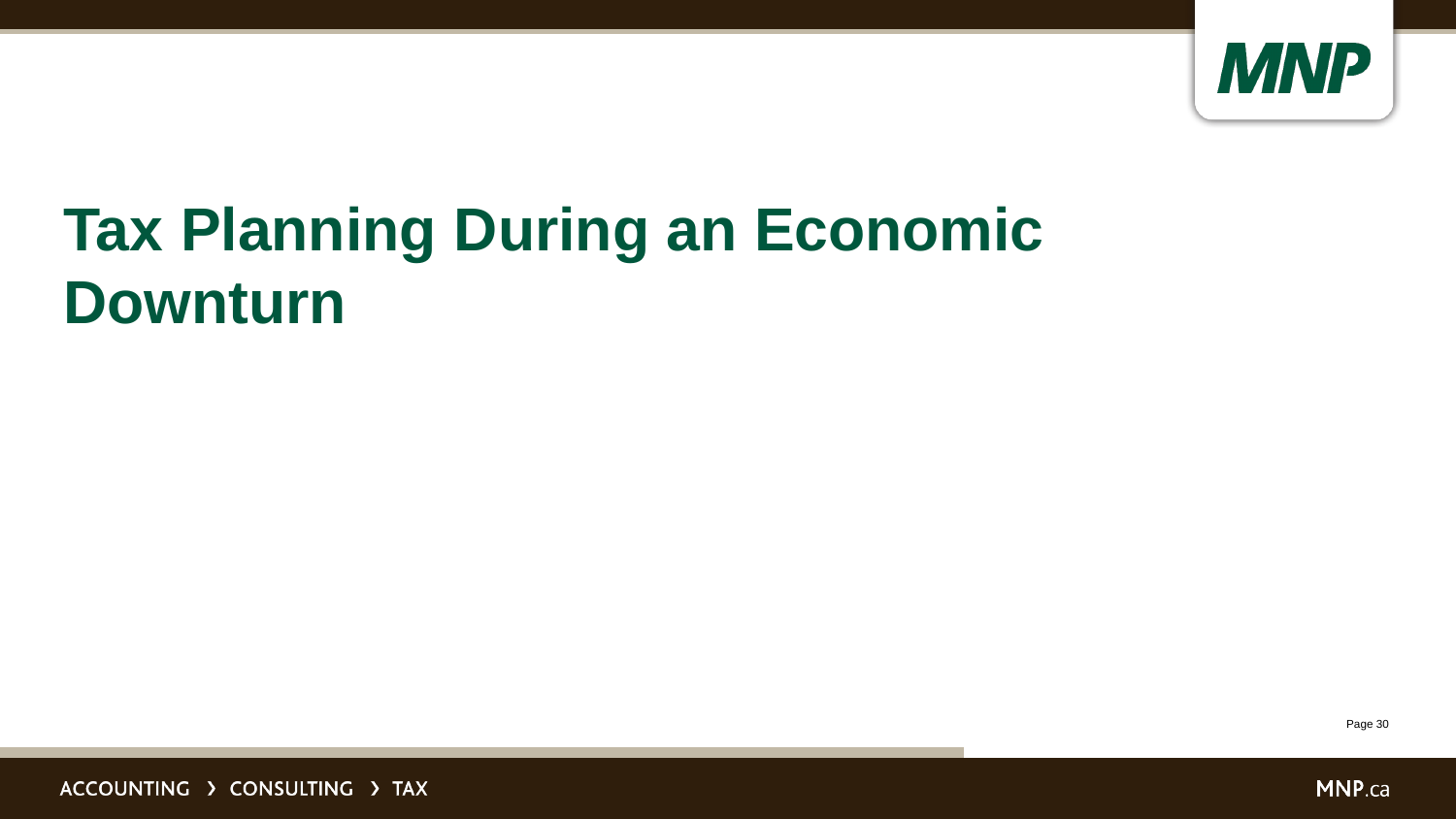# Tax Planning During an Economic Downturn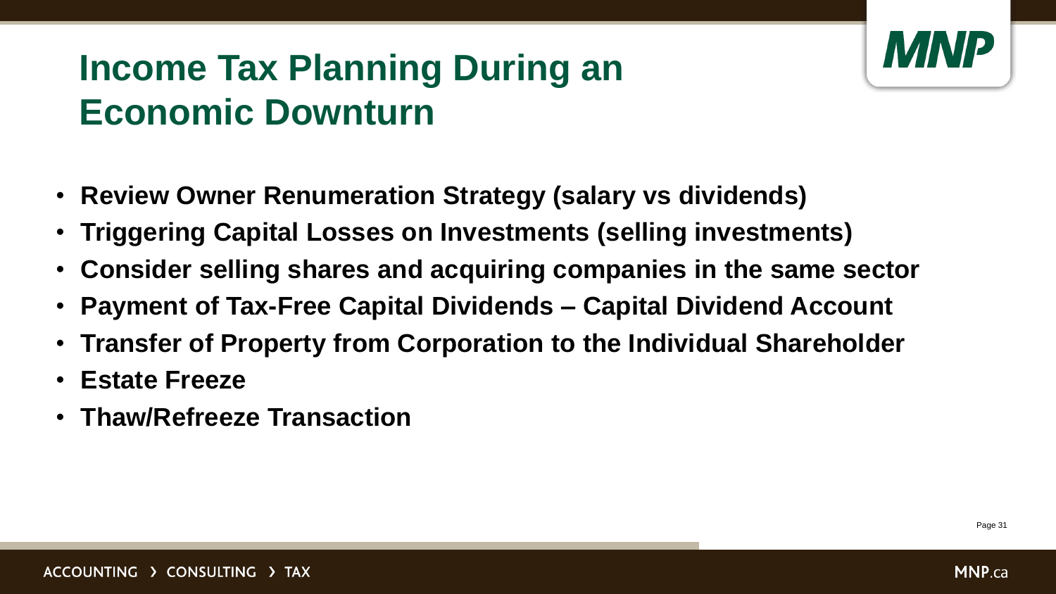# Income Tax Planning During an Economic Downturn

- **Review Owner Renumeration Strategy (salary vs dividends)**
- **Triggering Capital Losses on Investments (selling investments)**
- **Consider selling shares and acquiring companies in the same sector**
- **Payment of Tax-Free Capital Dividends – Capital Dividend Account**
- **Transfer of Property from Corporation to the Individual Shareholder**
- **Estate Freeze**
- **Thaw/Refreeze Transaction**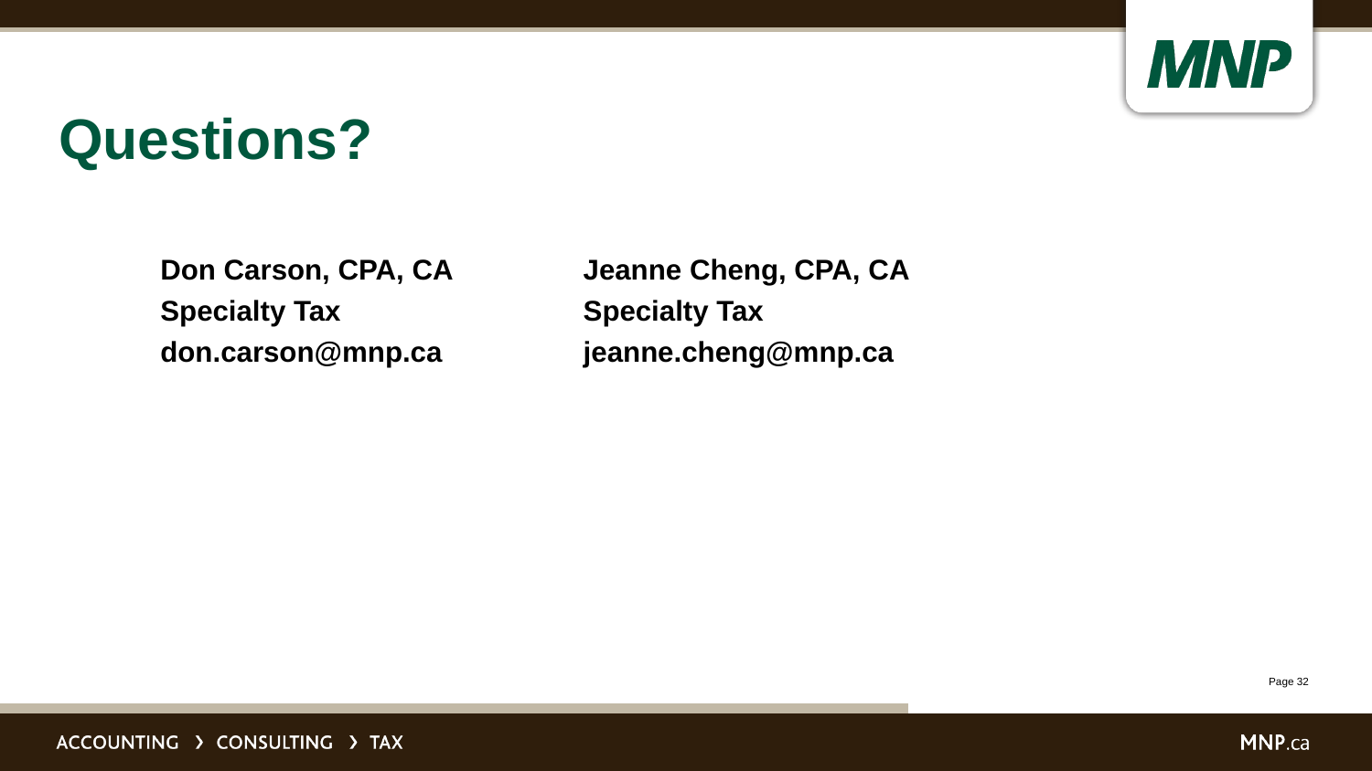# Questions?

**Don Carson, CPA, CA**
**Specialty Tax**
**don.carson@mnp.ca**

**Jeanne Cheng, CPA, CA**
**Specialty Tax**
**jeanne.cheng@mnp.ca**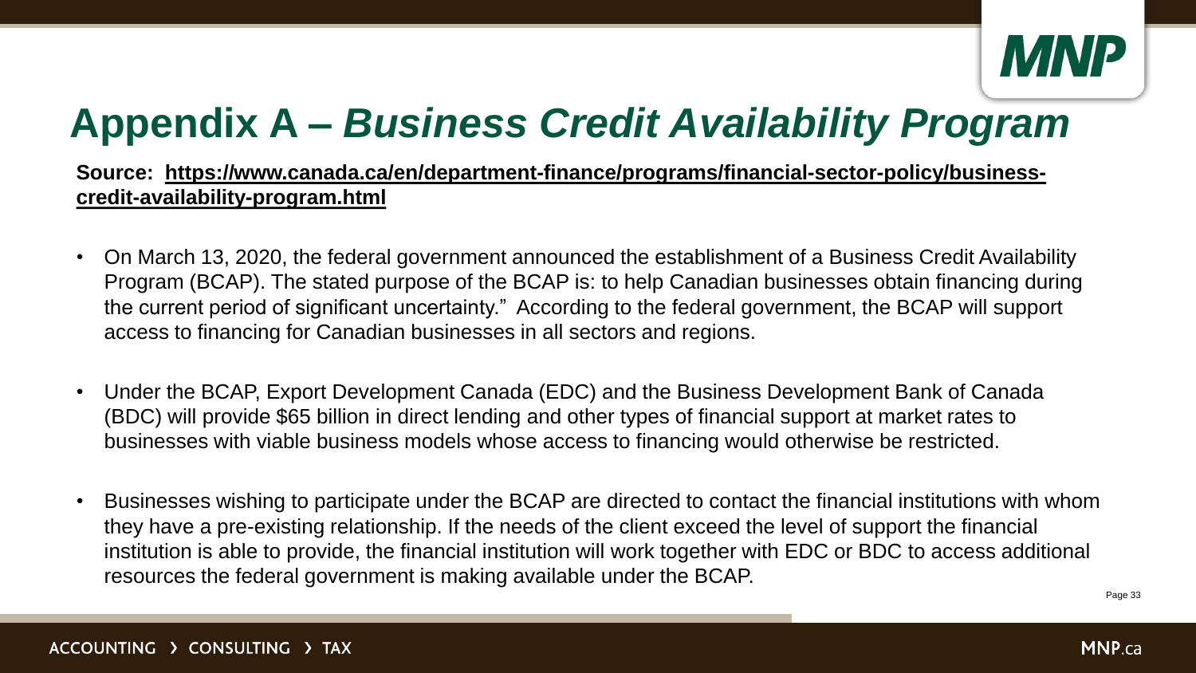# Appendix A – *Business Credit Availability Program*

**Source: [https://www.canada.ca/en/department-finance/programs/financial-sector-policy/business-credit-availability-program.html](https://www.canada.ca/en/department-finance/programs/financial-sector-policy/business-credit-availability-program.html)**

- On March 13, 2020, the federal government announced the establishment of a Business Credit Availability Program (BCAP). The stated purpose of the BCAP is: to help Canadian businesses obtain financing during the current period of significant uncertainty." According to the federal government, the BCAP will support access to financing for Canadian businesses in all sectors and regions.

- Under the BCAP, Export Development Canada (EDC) and the Business Development Bank of Canada (BDC) will provide $65 billion in direct lending and other types of financial support at market rates to businesses with viable business models whose access to financing would otherwise be restricted.

- Businesses wishing to participate under the BCAP are directed to contact the financial institutions with whom they have a pre-existing relationship. If the needs of the client exceed the level of support the financial institution is able to provide, the financial institution will work together with EDC or BDC to access additional resources the federal government is making available under the BCAP.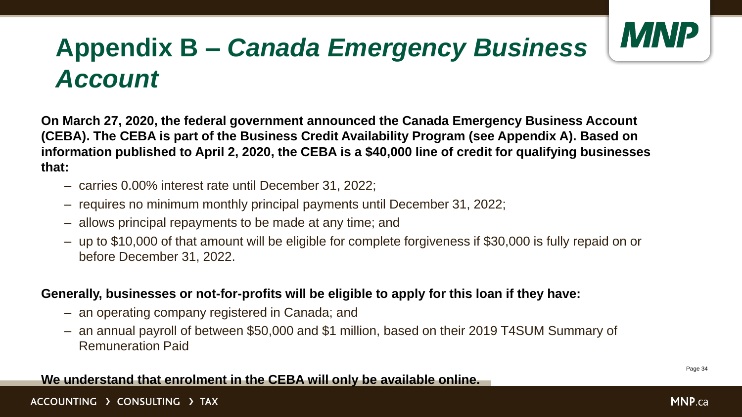# Appendix B – *Canada Emergency Business Account*

**On March 27, 2020, the federal government announced the Canada Emergency Business Account (CEBA). The CEBA is part of the Business Credit Availability Program (see Appendix A). Based on information published to April 2, 2020, the CEBA is a $40,000 line of credit for qualifying businesses that:**

- carries 0.00% interest rate until December 31, 2022;
- requires no minimum monthly principal payments until December 31, 2022;
- allows principal repayments to be made at any time; and
- up to $10,000 of that amount will be eligible for complete forgiveness if $30,000 is fully repaid on or before December 31, 2022.

**Generally, businesses or not-for-profits will be eligible to apply for this loan if they have:**

- an operating company registered in Canada; and
- an annual payroll of between $50,000 and $1 million, based on their 2019 T4SUM Summary of Remuneration Paid

**We understand that enrolment in the CEBA will only be available online.**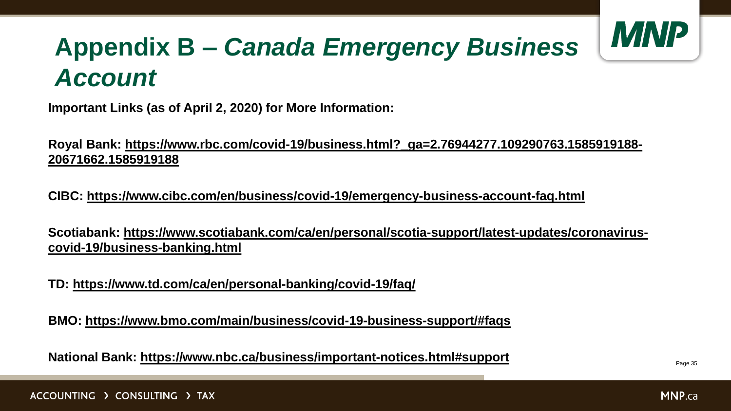# Appendix B – *Canada Emergency Business Account*

**Important Links (as of April 2, 2020) for More Information:**

**Royal Bank: https://www.rbc.com/covid-19/business.html?_ga=2.76944277.109290763.1585919188-20671662.1585919188**

**CIBC: https://www.cibc.com/en/business/covid-19/emergency-business-account-faq.html**

**Scotiabank: https://www.scotiabank.com/ca/en/personal/scotia-support/latest-updates/coronavirus-covid-19/business-banking.html**

**TD: https://www.td.com/ca/en/personal-banking/covid-19/faq/**

**BMO: https://www.bmo.com/main/business/covid-19-business-support/#faqs**

**National Bank: https://www.nbc.ca/business/important-notices.html#support**